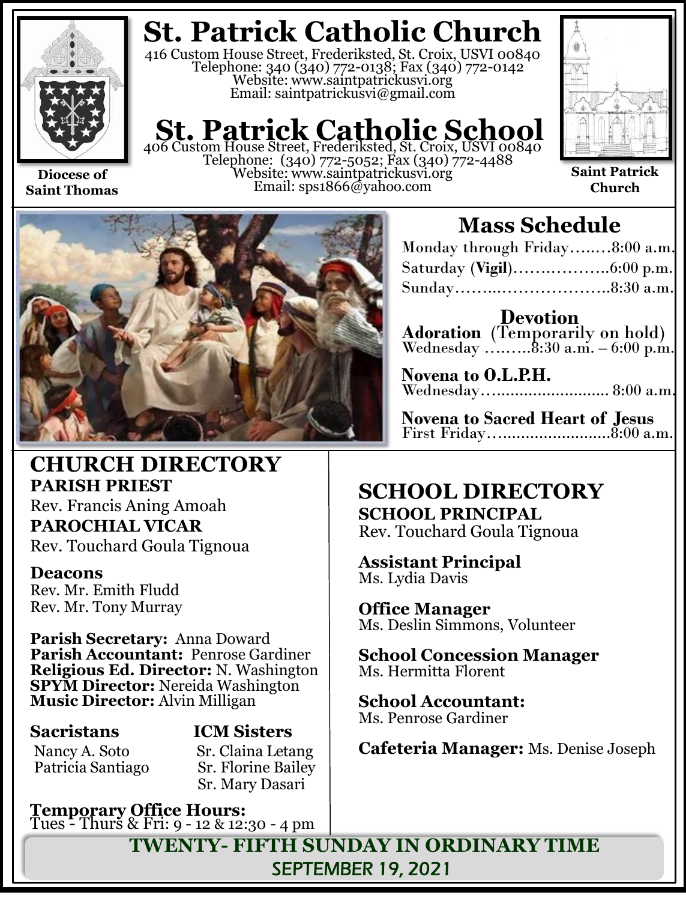# St. Patrick Catholic Church

416 Custom House Street, Frederiksted, St. Croix, USVI 00840
Telephone: 340 (340) 772-0138; Fax (340) 772-0142
Website: www.saintpatrickusvi.org
Email: saintpatrickusvi@gmail.com

# St. Patrick Catholic School

406 Custom House Street, Frederiksted, St. Croix, USVI 00840
Telephone: (340) 772-5052; Fax (340) 772-4488
Website: www.saintpatrickusvi.org
Email: sps1866@yahoo.com

**Diocese of Saint Thomas**

**Saint Patrick Church**

## Mass Schedule

Monday through Friday……..8:00 a.m.
Saturday (**Vigil**)……..………..6:00 p.m.
Sunday………..………………..8:30 a.m.

### Devotion

**Adoration** (Temporarily on hold)
Wednesday ………8:30 a.m. – 6:00 p.m.

**Novena to O.L.P.H.**
Wednesday…......................... 8:00 a.m.

**Novena to Sacred Heart of Jesus**
First Friday…........................8:00 a.m.

## CHURCH DIRECTORY

**PARISH PRIEST**
Rev. Francis Aning Amoah

**PAROCHIAL VICAR**
Rev. Touchard Goula Tignoua

**Deacons**
Rev. Mr. Emith Fludd
Rev. Mr. Tony Murray

**Parish Secretary:** Anna Doward
**Parish Accountant:** Penrose Gardiner
**Religious Ed. Director:** N. Washington
**SPYM Director:** Nereida Washington
**Music Director:** Alvin Milligan

**Sacristans**
Nancy A. Soto
Patricia Santiago

**ICM Sisters**
Sr. Claina Letang
Sr. Florine Bailey
Sr. Mary Dasari

**Temporary Office Hours:**
Tues - Thurs & Fri: 9 - 12 & 12:30 - 4 pm

## SCHOOL DIRECTORY

**SCHOOL PRINCIPAL**
Rev. Touchard Goula Tignoua

**Assistant Principal**
Ms. Lydia Davis

**Office Manager**
Ms. Deslin Simmons, Volunteer

**School Concession Manager**
Ms. Hermitta Florent

**School Accountant:**
Ms. Penrose Gardiner

**Cafeteria Manager:** Ms. Denise Joseph

**TWENTY- FIFTH SUNDAY IN ORDINARY TIME**
SEPTEMBER 19, 2021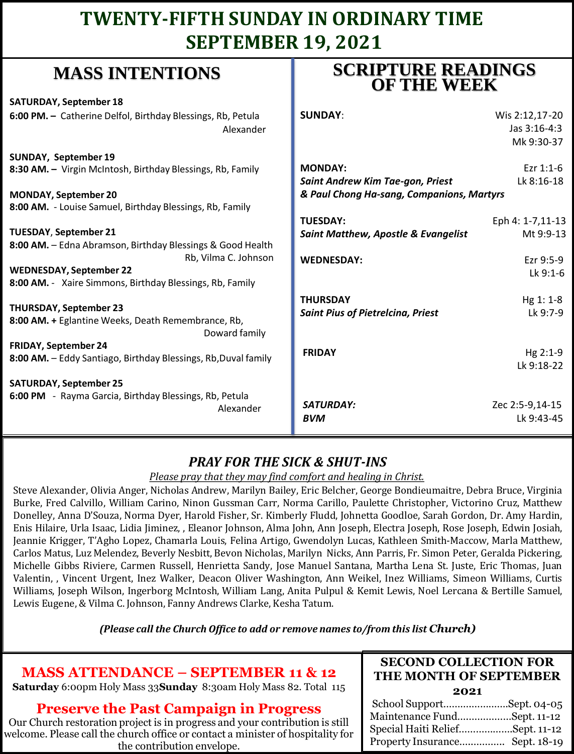# TWENTY-FIFTH SUNDAY IN ORDINARY TIME
# SEPTEMBER 19, 2021

## MASS INTENTIONS

**SATURDAY, September 18**
**6:00 PM. –** Catherine Delfol, Birthday Blessings, Rb, Petula Alexander

**SUNDAY, September 19**
**8:30 AM. –** Virgin McIntosh, Birthday Blessings, Rb, Family

**MONDAY, September 20**
**8:00 AM.** - Louise Samuel, Birthday Blessings, Rb, Family

**TUESDAY, September 21**
**8:00 AM.** – Edna Abramson, Birthday Blessings & Good Health Rb, Vilma C. Johnson

**WEDNESDAY, September 22**
**8:00 AM.** - Xaire Simmons, Birthday Blessings, Rb, Family

**THURSDAY, September 23**
**8:00 AM. +** Eglantine Weeks, Death Remembrance, Rb, Doward family

**FRIDAY, September 24**
**8:00 AM.** – Eddy Santiago, Birthday Blessings, Rb,Duval family

**SATURDAY, September 25**
**6:00 PM** - Rayma Garcia, Birthday Blessings, Rb, Petula Alexander

## SCRIPTURE READINGS OF THE WEEK

| | |
|---|---|
| **SUNDAY**: | Wis 2:12,17-20<br>Jas 3:16-4:3<br>Mk 9:30-37 |
| **MONDAY:**<br>***Saint Andrew Kim Tae-gon, Priest & Paul Chong Ha-sang, Companions, Martyrs*** | Ezr 1:1-6<br>Lk 8:16-18 |
| **TUESDAY:**<br>***Saint Matthew, Apostle & Evangelist*** | Eph 4: 1-7,11-13<br>Mt 9:9-13 |
| **WEDNESDAY:** | Ezr 9:5-9<br>Lk 9:1-6 |
| **THURSDAY**<br>***Saint Pius of Pietrelcina, Priest*** | Hg 1: 1-8<br>Lk 9:7-9 |
| **FRIDAY** | Hg 2:1-9<br>Lk 9:18-22 |
| ***SATURDAY:***<br>***BVM*** | Zec 2:5-9,14-15<br>Lk 9:43-45 |

### *PRAY FOR THE SICK & SHUT-INS*

*Please pray that they may find comfort and healing in Christ.*

Steve Alexander, Olivia Anger, Nicholas Andrew, Marilyn Bailey, Eric Belcher, George Bondieumaitre, Debra Bruce, Virginia Burke, Fred Calvillo, William Carino, Ninon Gussman Carr, Norma Carillo, Paulette Christopher, Victorino Cruz, Matthew Donelley, Anna D'Souza, Norma Dyer, Harold Fisher, Sr. Kimberly Fludd, Johnetta Goodloe, Sarah Gordon, Dr. Amy Hardin, Enis Hilaire, Urla Isaac, Lidia Jiminez, , Eleanor Johnson, Alma John, Ann Joseph, Electra Joseph, Rose Joseph, Edwin Josiah, Jeannie Krigger, T'Agho Lopez, Chamarla Louis, Felina Artigo, Gwendolyn Lucas, Kathleen Smith-Maccow, Marla Matthew, Carlos Matus, Luz Melendez, Beverly Nesbitt, Bevon Nicholas, Marilyn Nicks, Ann Parris, Fr. Simon Peter, Geralda Pickering, Michelle Gibbs Riviere, Carmen Russell, Henrietta Sandy, Jose Manuel Santana, Martha Lena St. Juste, Eric Thomas, Juan Valentin, , Vincent Urgent, Inez Walker, Deacon Oliver Washington, Ann Weikel, Inez Williams, Simeon Williams, Curtis Williams, Joseph Wilson, Ingerborg McIntosh, William Lang, Anita Pulpul & Kemit Lewis, Noel Lercana & Bertille Samuel, Lewis Eugene, & Vilma C. Johnson, Fanny Andrews Clarke, Kesha Tatum.

***(Please call the Church Office to add or remove names to/from this list Church)***

## MASS ATTENDANCE – SEPTEMBER 11 & 12

**Saturday** 6:00pm Holy Mass 33**Sunday** 8:30am Holy Mass 82. Total 115

## Preserve the Past Campaign in Progress

Our Church restoration project is in progress and your contribution is still welcome. Please call the church office or contact a minister of hospitality for the contribution envelope.

## SECOND COLLECTION FOR THE MONTH OF SEPTEMBER 2021

School Support........................Sept. 04-05
Maintenance Fund...................Sept. 11-12
Special Haiti Relief...................Sept. 11-12
Property Insurance................ Sept. 18-19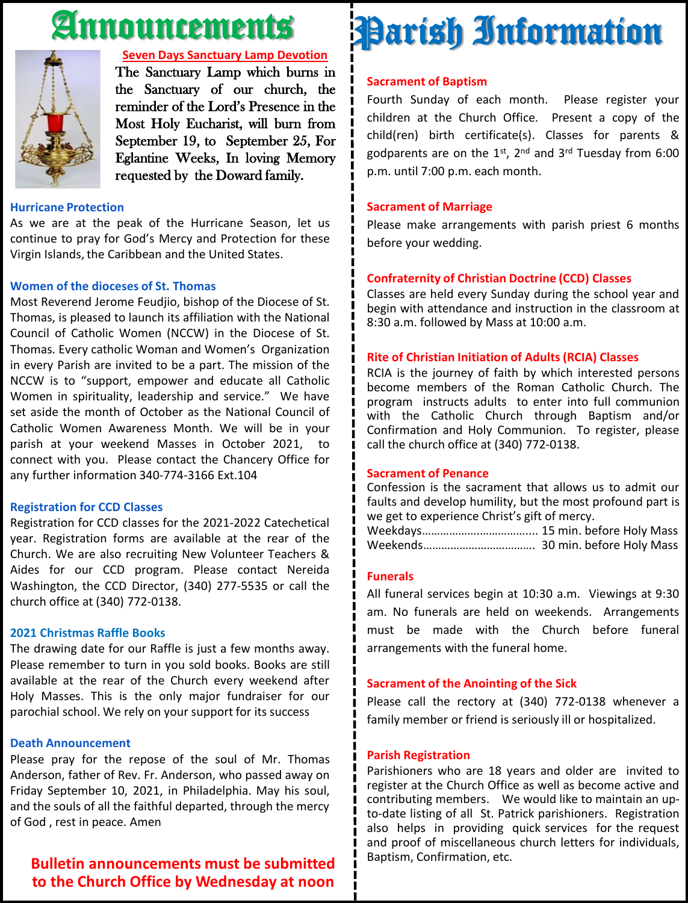# Announcements

## Seven Days Sanctuary Lamp Devotion

The Sanctuary Lamp which burns in the Sanctuary of our church, the reminder of the Lord's Presence in the Most Holy Eucharist, will burn from September 19, to September 25, For Eglantine Weeks, In loving Memory requested by the Doward family.

### Hurricane Protection

As we are at the peak of the Hurricane Season, let us continue to pray for God's Mercy and Protection for these Virgin Islands, the Caribbean and the United States.

### Women of the dioceses of St. Thomas

Most Reverend Jerome Feudjio, bishop of the Diocese of St. Thomas, is pleased to launch its affiliation with the National Council of Catholic Women (NCCW) in the Diocese of St. Thomas. Every catholic Woman and Women's Organization in every Parish are invited to be a part. The mission of the NCCW is to "support, empower and educate all Catholic Women in spirituality, leadership and service." We have set aside the month of October as the National Council of Catholic Women Awareness Month. We will be in your parish at your weekend Masses in October 2021, to connect with you. Please contact the Chancery Office for any further information 340-774-3166 Ext.104

### Registration for CCD Classes

Registration for CCD classes for the 2021-2022 Catechetical year. Registration forms are available at the rear of the Church. We are also recruiting New Volunteer Teachers & Aides for our CCD program. Please contact Nereida Washington, the CCD Director, (340) 277-5535 or call the church office at (340) 772-0138.

### 2021 Christmas Raffle Books

The drawing date for our Raffle is just a few months away. Please remember to turn in you sold books. Books are still available at the rear of the Church every weekend after Holy Masses. This is the only major fundraiser for our parochial school. We rely on your support for its success

### Death Announcement

Please pray for the repose of the soul of Mr. Thomas Anderson, father of Rev. Fr. Anderson, who passed away on Friday September 10, 2021, in Philadelphia. May his soul, and the souls of all the faithful departed, through the mercy of God , rest in peace. Amen

**Bulletin announcements must be submitted to the Church Office by Wednesday at noon**

# Parish Information

### Sacrament of Baptism

Fourth Sunday of each month. Please register your children at the Church Office. Present a copy of the child(ren) birth certificate(s). Classes for parents & godparents are on the 1st, 2nd and 3rd Tuesday from 6:00 p.m. until 7:00 p.m. each month.

### Sacrament of Marriage

Please make arrangements with parish priest 6 months before your wedding.

### Confraternity of Christian Doctrine (CCD) Classes

Classes are held every Sunday during the school year and begin with attendance and instruction in the classroom at 8:30 a.m. followed by Mass at 10:00 a.m.

### Rite of Christian Initiation of Adults (RCIA) Classes

RCIA is the journey of faith by which interested persons become members of the Roman Catholic Church. The program instructs adults to enter into full communion with the Catholic Church through Baptism and/or Confirmation and Holy Communion. To register, please call the church office at (340) 772-0138.

### Sacrament of Penance

Confession is the sacrament that allows us to admit our faults and develop humility, but the most profound part is we get to experience Christ's gift of mercy.

Weekdays.................................... 15 min. before Holy Mass
Weekends.................................... 30 min. before Holy Mass

### Funerals

All funeral services begin at 10:30 a.m. Viewings at 9:30 am. No funerals are held on weekends. Arrangements must be made with the Church before funeral arrangements with the funeral home.

### Sacrament of the Anointing of the Sick

Please call the rectory at (340) 772-0138 whenever a family member or friend is seriously ill or hospitalized.

### Parish Registration

Parishioners who are 18 years and older are invited to register at the Church Office as well as become active and contributing members. We would like to maintain an up-to-date listing of all St. Patrick parishioners. Registration also helps in providing quick services for the request and proof of miscellaneous church letters for individuals, Baptism, Confirmation, etc.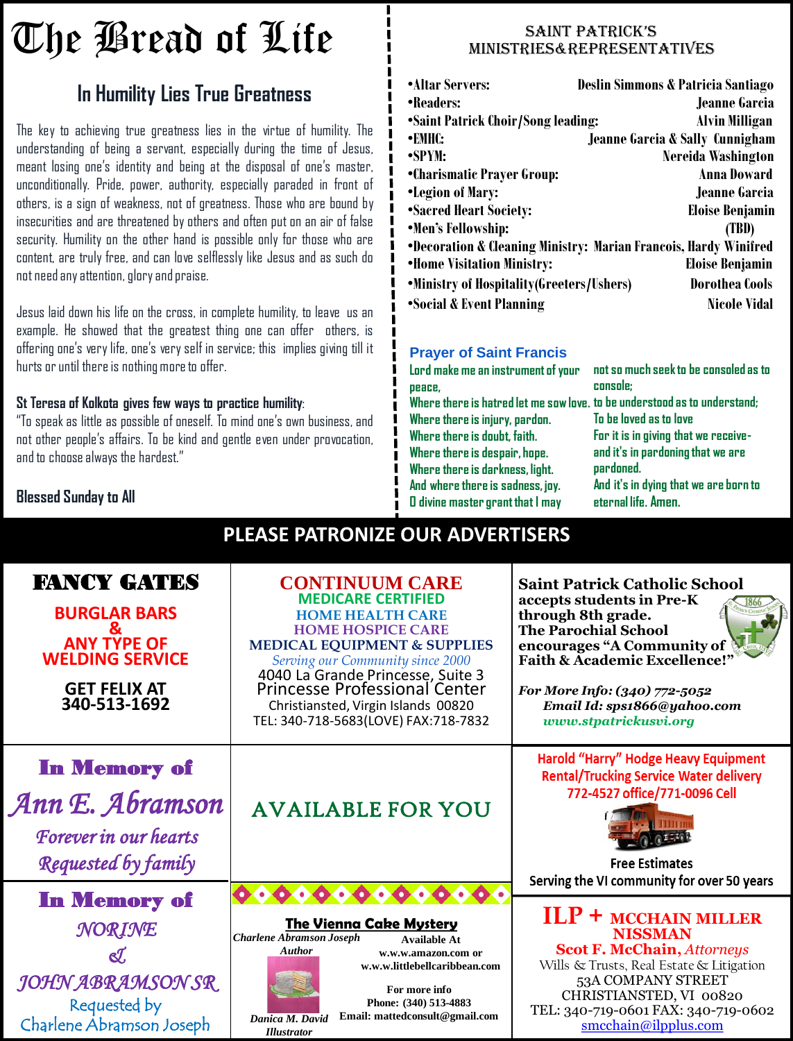# The Bread of Life

## In Humility Lies True Greatness

The key to achieving true greatness lies in the virtue of humility. The understanding of being a servant, especially during the time of Jesus, meant losing one's identity and being at the disposal of one's master, unconditionally. Pride, power, authority, especially paraded in front of others, is a sign of weakness, not of greatness. Those who are bound by insecurities and are threatened by others and often put on an air of false security. Humility on the other hand is possible only for those who are content, are truly free, and can love selflessly like Jesus and as such do not need any attention, glory and praise.

Jesus laid down his life on the cross, in complete humility, to leave us an example. He showed that the greatest thing one can offer others, is offering one's very life, one's very self in service; this implies giving till it hurts or until there is nothing more to offer.

**St Teresa of Kolkota gives few ways to practice humility**:
"To speak as little as possible of oneself. To mind one's own business, and not other people's affairs. To be kind and gentle even under provocation, and to choose always the hardest."

**Blessed Sunday to All**

## SAINT PATRICK'S MINISTRIES&REPRESENTATIVES

- **Altar Servers:** Deslin Simmons & Patricia Santiago
- **Readers:** Jeanne Garcia
- **Saint Patrick Choir/Song leading:** Alvin Milligan
- **EMHC:** Jeanne Garcia & Sally Cunnigham
- **SPYM:** Nereida Washington
- **Charismatic Prayer Group:** Anna Doward
- **Legion of Mary:** Jeanne Garcia
- **Sacred Heart Society:** Eloise Benjamin
- **Men's Fellowship:** (TBD)
- **Decoration & Cleaning Ministry:** Marian Francois, Hardy Winifred
- **Home Visitation Ministry:** Eloise Benjamin
- **Ministry of Hospitality(Greeters/Ushers)** Dorothea Cools
- **Social & Event Planning** Nicole Vidal

### Prayer of Saint Francis

Lord make me an instrument of your peace,
Where there is hatred let me sow love.
Where there is injury, pardon.
Where there is doubt, faith.
Where there is despair, hope.
Where there is darkness, light.
And where there is sadness, joy.
O divine master grant that I may not so much seek to be consoled as to console;
to be understood as to understand;
To be loved as to love
For it is in giving that we receive-
and it's in pardoning that we are pardoned.
And it's in dying that we are born to eternal life. Amen.

## PLEASE PATRONIZE OUR ADVERTISERS

**FANCY GATES**
BURGLAR BARS & ANY TYPE OF WELDING SERVICE
GET FELIX AT 340-513-1692

**CONTINUUM CARE**
MEDICARE CERTIFIED
HOME HEALTH CARE
HOME HOSPICE CARE
MEDICAL EQUIPMENT & SUPPLIES
*Serving our Community since 2000*
4040 La Grande Princesse, Suite 3
Princesse Professional Center
Christiansted, Virgin Islands 00820
TEL: 340-718-5683(LOVE) FAX:718-7832

**Saint Patrick Catholic School accepts students in Pre-K through 8th grade. The Parochial School encourages "A Community of Faith & Academic Excellence!"**
*For More Info: (340) 772-5052*
*Email Id: sps1866@yahoo.com*
*www.stpatrickusvi.org*

**In Memory of**
*Ann E. Abramson*
*Forever in our hearts*
*Requested by family*

AVAILABLE FOR YOU

**Harold "Harry" Hodge Heavy Equipment Rental/Trucking Service Water delivery**
772-4527 office/771-0096 Cell
Free Estimates
Serving the VI community for over 50 years

**In Memory of**
*NORINE & JOHN ABRAMSON SR*
Requested by Charlene Abramson Joseph

**The Vienna Cake Mystery**
*Charlene Abramson Joseph Author*
Available At w.w.w.amazon.com or w.w.w.littlebellcaribbean.com
For more info
Phone: (340) 513-4883
Email: mattedconsult@gmail.com
*Danica M. David Illustrator*

**ILP + MCCHAIN MILLER NISSMAN**
**Scot F. McChain,** *Attorneys*
Wills & Trusts, Real Estate & Litigation
53A COMPANY STREET
CHRISTIANSTED, VI 00820
TEL: 340-719-0601 FAX: 340-719-0602
smcchain@ilpplus.com